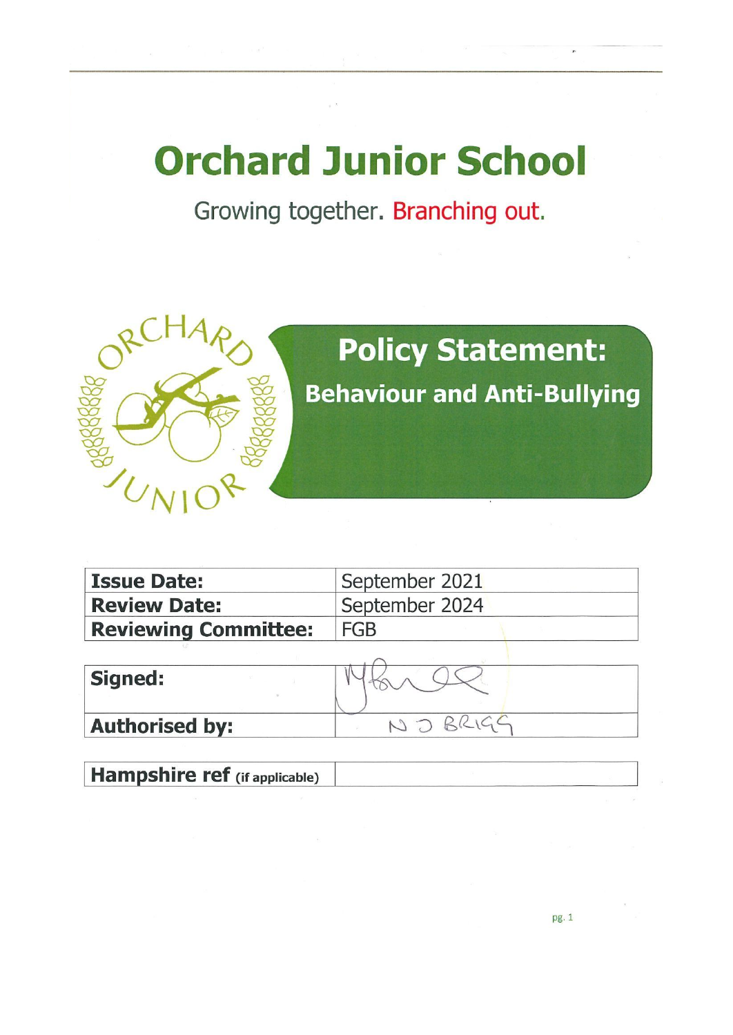# Orchard Junior School

Growing together. Branching out.

## Policy Statement:

### Behaviour and Anti-Bullying

| Issue Date: | September 2021 |
|---|---|
| Review Date: | September 2024 |
| Reviewing Committee: | FGB |

| Signed: | |
|---|---|
| Authorised by: | N J BRIGG |

| Hampshire ref (if applicable) | |
|---|---|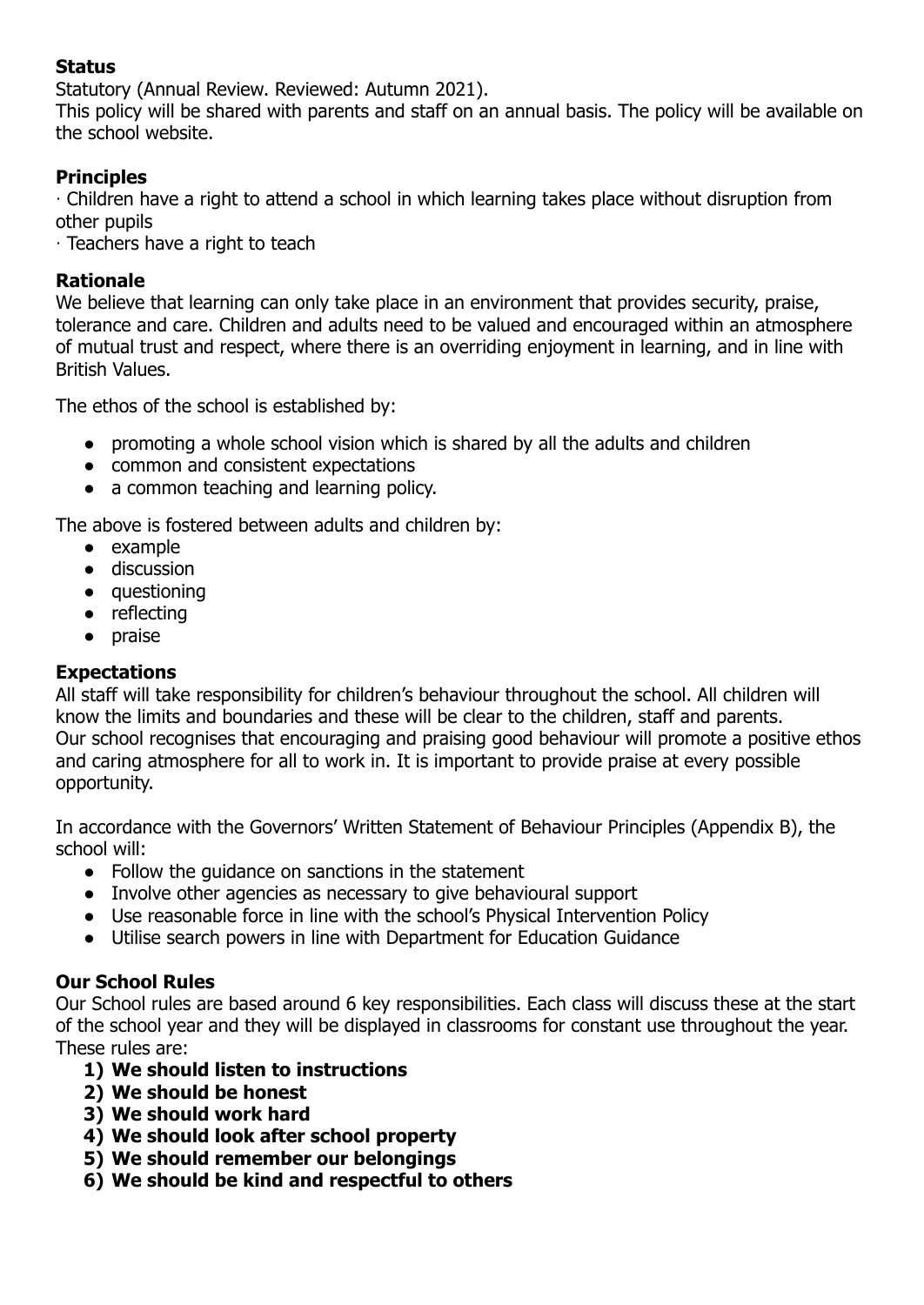**Status**

Statutory (Annual Review. Reviewed: Autumn 2021).

This policy will be shared with parents and staff on an annual basis. The policy will be available on the school website.

**Principles**

· Children have a right to attend a school in which learning takes place without disruption from other pupils

· Teachers have a right to teach

**Rationale**

We believe that learning can only take place in an environment that provides security, praise, tolerance and care. Children and adults need to be valued and encouraged within an atmosphere of mutual trust and respect, where there is an overriding enjoyment in learning, and in line with British Values.

The ethos of the school is established by:

- promoting a whole school vision which is shared by all the adults and children
- common and consistent expectations
- a common teaching and learning policy.

The above is fostered between adults and children by:

- example
- discussion
- questioning
- reflecting
- praise

**Expectations**

All staff will take responsibility for children's behaviour throughout the school. All children will know the limits and boundaries and these will be clear to the children, staff and parents.

Our school recognises that encouraging and praising good behaviour will promote a positive ethos and caring atmosphere for all to work in. It is important to provide praise at every possible opportunity.

In accordance with the Governors' Written Statement of Behaviour Principles (Appendix B), the school will:

- Follow the guidance on sanctions in the statement
- Involve other agencies as necessary to give behavioural support
- Use reasonable force in line with the school's Physical Intervention Policy
- Utilise search powers in line with Department for Education Guidance

**Our School Rules**

Our School rules are based around 6 key responsibilities. Each class will discuss these at the start of the school year and they will be displayed in classrooms for constant use throughout the year. These rules are:

1) **We should listen to instructions**
2) **We should be honest**
3) **We should work hard**
4) **We should look after school property**
5) **We should remember our belongings**
6) **We should be kind and respectful to others**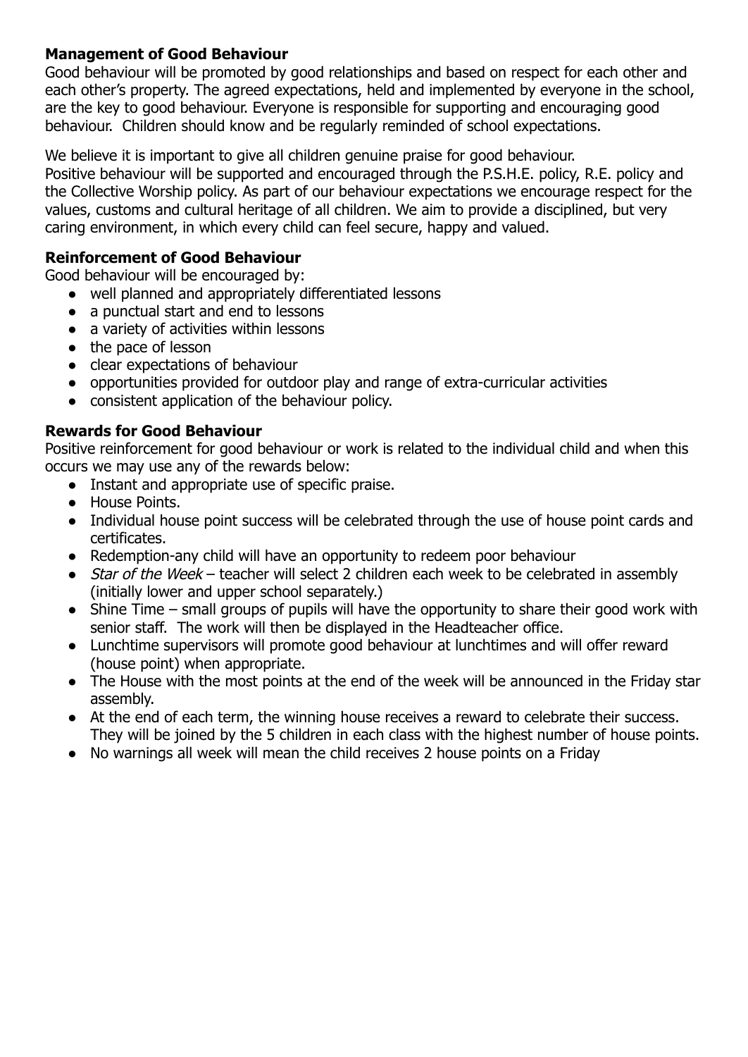**Management of Good Behaviour**

Good behaviour will be promoted by good relationships and based on respect for each other and each other's property. The agreed expectations, held and implemented by everyone in the school, are the key to good behaviour. Everyone is responsible for supporting and encouraging good behaviour. Children should know and be regularly reminded of school expectations.

We believe it is important to give all children genuine praise for good behaviour.
Positive behaviour will be supported and encouraged through the P.S.H.E. policy, R.E. policy and the Collective Worship policy. As part of our behaviour expectations we encourage respect for the values, customs and cultural heritage of all children. We aim to provide a disciplined, but very caring environment, in which every child can feel secure, happy and valued.

**Reinforcement of Good Behaviour**

Good behaviour will be encouraged by:

- well planned and appropriately differentiated lessons
- a punctual start and end to lessons
- a variety of activities within lessons
- the pace of lesson
- clear expectations of behaviour
- opportunities provided for outdoor play and range of extra-curricular activities
- consistent application of the behaviour policy.

**Rewards for Good Behaviour**

Positive reinforcement for good behaviour or work is related to the individual child and when this occurs we may use any of the rewards below:

- Instant and appropriate use of specific praise.
- House Points.
- Individual house point success will be celebrated through the use of house point cards and certificates.
- Redemption-any child will have an opportunity to redeem poor behaviour
- *Star of the Week* – teacher will select 2 children each week to be celebrated in assembly (initially lower and upper school separately.)
- Shine Time – small groups of pupils will have the opportunity to share their good work with senior staff. The work will then be displayed in the Headteacher office.
- Lunchtime supervisors will promote good behaviour at lunchtimes and will offer reward (house point) when appropriate.
- The House with the most points at the end of the week will be announced in the Friday star assembly.
- At the end of each term, the winning house receives a reward to celebrate their success. They will be joined by the 5 children in each class with the highest number of house points.
- No warnings all week will mean the child receives 2 house points on a Friday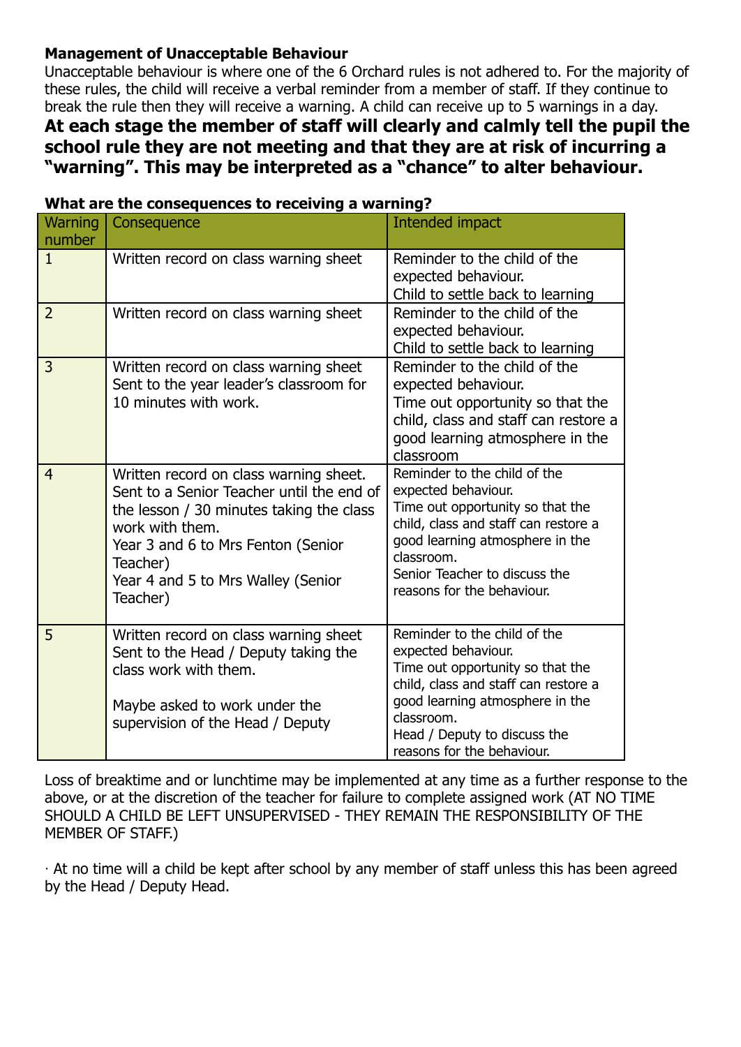**Management of Unacceptable Behaviour**

Unacceptable behaviour is where one of the 6 Orchard rules is not adhered to. For the majority of these rules, the child will receive a verbal reminder from a member of staff. If they continue to break the rule then they will receive a warning. A child can receive up to 5 warnings in a day.

**At each stage the member of staff will clearly and calmly tell the pupil the school rule they are not meeting and that they are at risk of incurring a "warning". This may be interpreted as a "chance" to alter behaviour.**

**What are the consequences to receiving a warning?**

| Warning number | Consequence | Intended impact |
|---|---|---|
| 1 | Written record on class warning sheet | Reminder to the child of the expected behaviour.<br>Child to settle back to learning |
| 2 | Written record on class warning sheet | Reminder to the child of the expected behaviour.<br>Child to settle back to learning |
| 3 | Written record on class warning sheet<br>Sent to the year leader's classroom for 10 minutes with work. | Reminder to the child of the expected behaviour.<br>Time out opportunity so that the child, class and staff can restore a good learning atmosphere in the classroom |
| 4 | Written record on class warning sheet.<br>Sent to a Senior Teacher until the end of the lesson / 30 minutes taking the class work with them.<br>Year 3 and 6 to Mrs Fenton (Senior Teacher)<br>Year 4 and 5 to Mrs Walley (Senior Teacher) | Reminder to the child of the expected behaviour.<br>Time out opportunity so that the child, class and staff can restore a good learning atmosphere in the classroom.<br>Senior Teacher to discuss the reasons for the behaviour. |
| 5 | Written record on class warning sheet<br>Sent to the Head / Deputy taking the class work with them.<br><br>Maybe asked to work under the supervision of the Head / Deputy | Reminder to the child of the expected behaviour.<br>Time out opportunity so that the child, class and staff can restore a good learning atmosphere in the classroom.<br>Head / Deputy to discuss the reasons for the behaviour. |

Loss of breaktime and or lunchtime may be implemented at any time as a further response to the above, or at the discretion of the teacher for failure to complete assigned work (AT NO TIME SHOULD A CHILD BE LEFT UNSUPERVISED - THEY REMAIN THE RESPONSIBILITY OF THE MEMBER OF STAFF.)

· At no time will a child be kept after school by any member of staff unless this has been agreed by the Head / Deputy Head.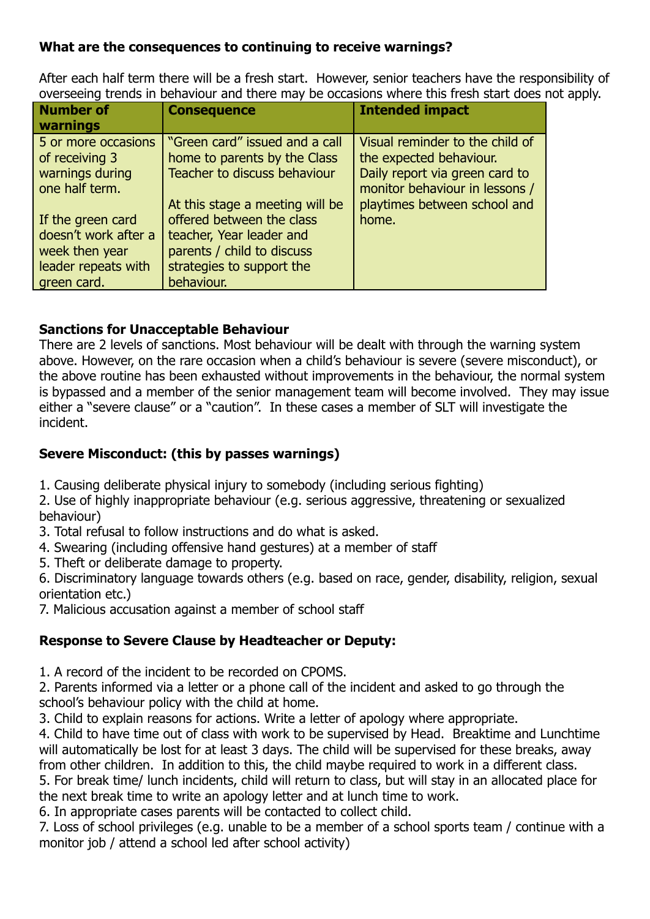**What are the consequences to continuing to receive warnings?**

After each half term there will be a fresh start. However, senior teachers have the responsibility of overseeing trends in behaviour and there may be occasions where this fresh start does not apply.

| Number of warnings | Consequence | Intended impact |
| --- | --- | --- |
| 5 or more occasions of receiving 3 warnings during one half term.<br><br>If the green card doesn't work after a week then year leader repeats with green card. | "Green card" issued and a call home to parents by the Class Teacher to discuss behaviour<br><br>At this stage a meeting will be offered between the class teacher, Year leader and parents / child to discuss strategies to support the behaviour. | Visual reminder to the child of the expected behaviour.<br>Daily report via green card to monitor behaviour in lessons / playtimes between school and home. |

**Sanctions for Unacceptable Behaviour**

There are 2 levels of sanctions. Most behaviour will be dealt with through the warning system above. However, on the rare occasion when a child's behaviour is severe (severe misconduct), or the above routine has been exhausted without improvements in the behaviour, the normal system is bypassed and a member of the senior management team will become involved. They may issue either a "severe clause" or a "caution". In these cases a member of SLT will investigate the incident.

**Severe Misconduct: (this by passes warnings)**

1. Causing deliberate physical injury to somebody (including serious fighting)
2. Use of highly inappropriate behaviour (e.g. serious aggressive, threatening or sexualized behaviour)
3. Total refusal to follow instructions and do what is asked.
4. Swearing (including offensive hand gestures) at a member of staff
5. Theft or deliberate damage to property.
6. Discriminatory language towards others (e.g. based on race, gender, disability, religion, sexual orientation etc.)
7. Malicious accusation against a member of school staff

**Response to Severe Clause by Headteacher or Deputy:**

1. A record of the incident to be recorded on CPOMS.
2. Parents informed via a letter or a phone call of the incident and asked to go through the school's behaviour policy with the child at home.
3. Child to explain reasons for actions. Write a letter of apology where appropriate.
4. Child to have time out of class with work to be supervised by Head. Breaktime and Lunchtime will automatically be lost for at least 3 days. The child will be supervised for these breaks, away from other children. In addition to this, the child maybe required to work in a different class.
5. For break time/ lunch incidents, child will return to class, but will stay in an allocated place for the next break time to write an apology letter and at lunch time to work.
6. In appropriate cases parents will be contacted to collect child.
7. Loss of school privileges (e.g. unable to be a member of a school sports team / continue with a monitor job / attend a school led after school activity)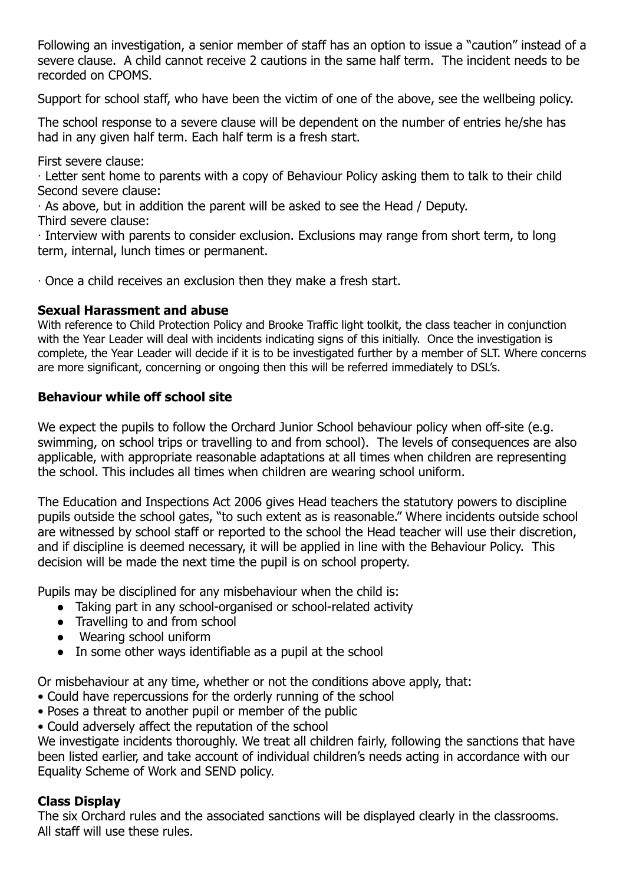Following an investigation, a senior member of staff has an option to issue a "caution" instead of a severe clause. A child cannot receive 2 cautions in the same half term. The incident needs to be recorded on CPOMS.

Support for school staff, who have been the victim of one of the above, see the wellbeing policy.

The school response to a severe clause will be dependent on the number of entries he/she has had in any given half term. Each half term is a fresh start.

First severe clause:
· Letter sent home to parents with a copy of Behaviour Policy asking them to talk to their child
Second severe clause:
· As above, but in addition the parent will be asked to see the Head / Deputy.
Third severe clause:
· Interview with parents to consider exclusion. Exclusions may range from short term, to long term, internal, lunch times or permanent.

· Once a child receives an exclusion then they make a fresh start.

**Sexual Harassment and abuse**
With reference to Child Protection Policy and Brooke Traffic light toolkit, the class teacher in conjunction with the Year Leader will deal with incidents indicating signs of this initially. Once the investigation is complete, the Year Leader will decide if it is to be investigated further by a member of SLT. Where concerns are more significant, concerning or ongoing then this will be referred immediately to DSL's.

**Behaviour while off school site**

We expect the pupils to follow the Orchard Junior School behaviour policy when off-site (e.g. swimming, on school trips or travelling to and from school). The levels of consequences are also applicable, with appropriate reasonable adaptations at all times when children are representing the school. This includes all times when children are wearing school uniform.

The Education and Inspections Act 2006 gives Head teachers the statutory powers to discipline pupils outside the school gates, "to such extent as is reasonable." Where incidents outside school are witnessed by school staff or reported to the school the Head teacher will use their discretion, and if discipline is deemed necessary, it will be applied in line with the Behaviour Policy. This decision will be made the next time the pupil is on school property.

Pupils may be disciplined for any misbehaviour when the child is:

- Taking part in any school-organised or school-related activity
- Travelling to and from school
- Wearing school uniform
- In some other ways identifiable as a pupil at the school

Or misbehaviour at any time, whether or not the conditions above apply, that:
- Could have repercussions for the orderly running of the school
- Poses a threat to another pupil or member of the public
- Could adversely affect the reputation of the school

We investigate incidents thoroughly. We treat all children fairly, following the sanctions that have been listed earlier, and take account of individual children's needs acting in accordance with our Equality Scheme of Work and SEND policy.

**Class Display**
The six Orchard rules and the associated sanctions will be displayed clearly in the classrooms. All staff will use these rules.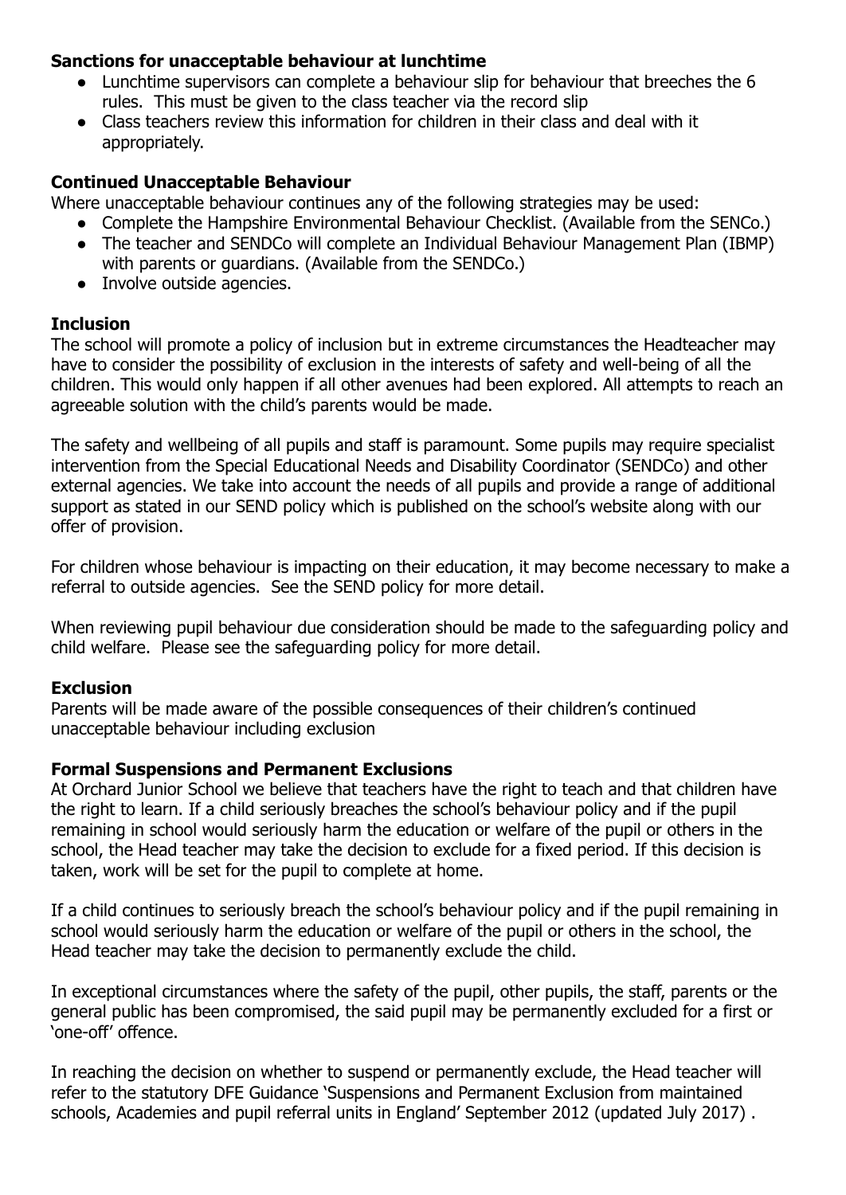### Sanctions for unacceptable behaviour at lunchtime

- Lunchtime supervisors can complete a behaviour slip for behaviour that breeches the 6 rules. This must be given to the class teacher via the record slip
- Class teachers review this information for children in their class and deal with it appropriately.

### Continued Unacceptable Behaviour

Where unacceptable behaviour continues any of the following strategies may be used:

- Complete the Hampshire Environmental Behaviour Checklist. (Available from the SENCo.)
- The teacher and SENDCo will complete an Individual Behaviour Management Plan (IBMP) with parents or guardians. (Available from the SENDCo.)
- Involve outside agencies.

### Inclusion

The school will promote a policy of inclusion but in extreme circumstances the Headteacher may have to consider the possibility of exclusion in the interests of safety and well-being of all the children. This would only happen if all other avenues had been explored. All attempts to reach an agreeable solution with the child's parents would be made.

The safety and wellbeing of all pupils and staff is paramount. Some pupils may require specialist intervention from the Special Educational Needs and Disability Coordinator (SENDCo) and other external agencies. We take into account the needs of all pupils and provide a range of additional support as stated in our SEND policy which is published on the school's website along with our offer of provision.

For children whose behaviour is impacting on their education, it may become necessary to make a referral to outside agencies. See the SEND policy for more detail.

When reviewing pupil behaviour due consideration should be made to the safeguarding policy and child welfare. Please see the safeguarding policy for more detail.

### Exclusion

Parents will be made aware of the possible consequences of their children's continued unacceptable behaviour including exclusion

### Formal Suspensions and Permanent Exclusions

At Orchard Junior School we believe that teachers have the right to teach and that children have the right to learn. If a child seriously breaches the school's behaviour policy and if the pupil remaining in school would seriously harm the education or welfare of the pupil or others in the school, the Head teacher may take the decision to exclude for a fixed period. If this decision is taken, work will be set for the pupil to complete at home.

If a child continues to seriously breach the school's behaviour policy and if the pupil remaining in school would seriously harm the education or welfare of the pupil or others in the school, the Head teacher may take the decision to permanently exclude the child.

In exceptional circumstances where the safety of the pupil, other pupils, the staff, parents or the general public has been compromised, the said pupil may be permanently excluded for a first or 'one-off' offence.

In reaching the decision on whether to suspend or permanently exclude, the Head teacher will refer to the statutory DFE Guidance 'Suspensions and Permanent Exclusion from maintained schools, Academies and pupil referral units in England' September 2012 (updated July 2017) .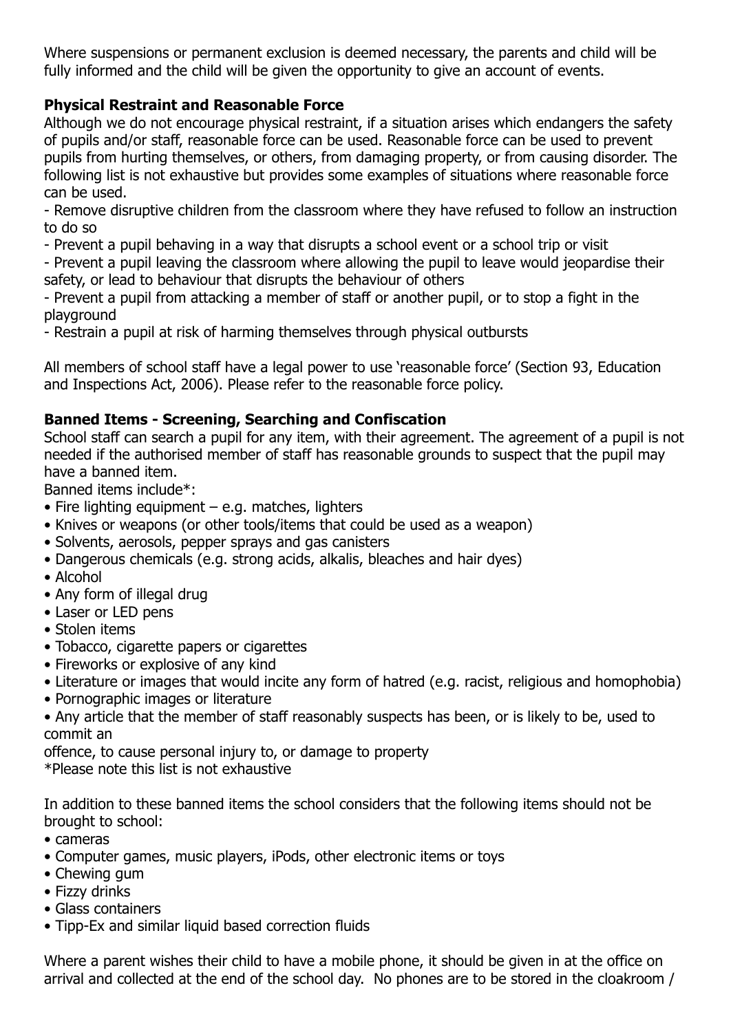Where suspensions or permanent exclusion is deemed necessary, the parents and child will be fully informed and the child will be given the opportunity to give an account of events.

**Physical Restraint and Reasonable Force**

Although we do not encourage physical restraint, if a situation arises which endangers the safety of pupils and/or staff, reasonable force can be used. Reasonable force can be used to prevent pupils from hurting themselves, or others, from damaging property, or from causing disorder. The following list is not exhaustive but provides some examples of situations where reasonable force can be used.

- Remove disruptive children from the classroom where they have refused to follow an instruction to do so
- Prevent a pupil behaving in a way that disrupts a school event or a school trip or visit
- Prevent a pupil leaving the classroom where allowing the pupil to leave would jeopardise their safety, or lead to behaviour that disrupts the behaviour of others
- Prevent a pupil from attacking a member of staff or another pupil, or to stop a fight in the playground
- Restrain a pupil at risk of harming themselves through physical outbursts

All members of school staff have a legal power to use 'reasonable force' (Section 93, Education and Inspections Act, 2006). Please refer to the reasonable force policy.

**Banned Items - Screening, Searching and Confiscation**

School staff can search a pupil for any item, with their agreement. The agreement of a pupil is not needed if the authorised member of staff has reasonable grounds to suspect that the pupil may have a banned item.

Banned items include*:

- Fire lighting equipment – e.g. matches, lighters
- Knives or weapons (or other tools/items that could be used as a weapon)
- Solvents, aerosols, pepper sprays and gas canisters
- Dangerous chemicals (e.g. strong acids, alkalis, bleaches and hair dyes)
- Alcohol
- Any form of illegal drug
- Laser or LED pens
- Stolen items
- Tobacco, cigarette papers or cigarettes
- Fireworks or explosive of any kind
- Literature or images that would incite any form of hatred (e.g. racist, religious and homophobia)
- Pornographic images or literature
- Any article that the member of staff reasonably suspects has been, or is likely to be, used to commit an offence, to cause personal injury to, or damage to property

*Please note this list is not exhaustive

In addition to these banned items the school considers that the following items should not be brought to school:

- cameras
- Computer games, music players, iPods, other electronic items or toys
- Chewing gum
- Fizzy drinks
- Glass containers
- Tipp-Ex and similar liquid based correction fluids

Where a parent wishes their child to have a mobile phone, it should be given in at the office on arrival and collected at the end of the school day. No phones are to be stored in the cloakroom /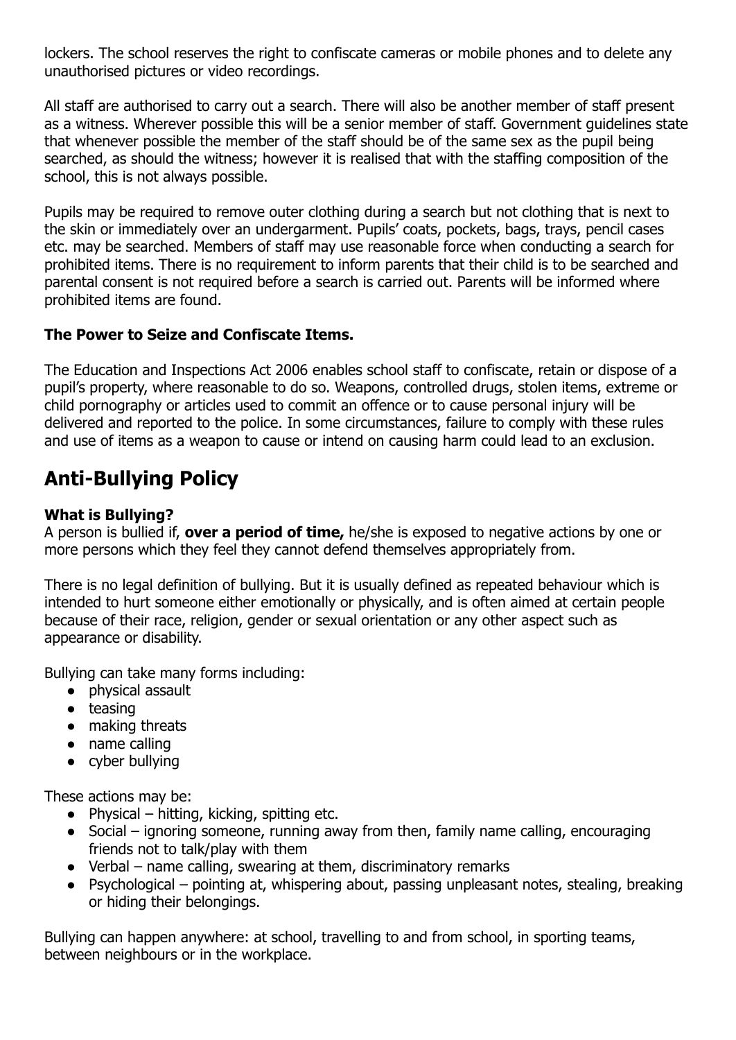lockers. The school reserves the right to confiscate cameras or mobile phones and to delete any unauthorised pictures or video recordings.

All staff are authorised to carry out a search. There will also be another member of staff present as a witness. Wherever possible this will be a senior member of staff. Government guidelines state that whenever possible the member of the staff should be of the same sex as the pupil being searched, as should the witness; however it is realised that with the staffing composition of the school, this is not always possible.

Pupils may be required to remove outer clothing during a search but not clothing that is next to the skin or immediately over an undergarment. Pupils' coats, pockets, bags, trays, pencil cases etc. may be searched. Members of staff may use reasonable force when conducting a search for prohibited items. There is no requirement to inform parents that their child is to be searched and parental consent is not required before a search is carried out. Parents will be informed where prohibited items are found.

**The Power to Seize and Confiscate Items.**

The Education and Inspections Act 2006 enables school staff to confiscate, retain or dispose of a pupil's property, where reasonable to do so. Weapons, controlled drugs, stolen items, extreme or child pornography or articles used to commit an offence or to cause personal injury will be delivered and reported to the police. In some circumstances, failure to comply with these rules and use of items as a weapon to cause or intend on causing harm could lead to an exclusion.

## Anti-Bullying Policy

**What is Bullying?**
A person is bullied if, **over a period of time,** he/she is exposed to negative actions by one or more persons which they feel they cannot defend themselves appropriately from.

There is no legal definition of bullying. But it is usually defined as repeated behaviour which is intended to hurt someone either emotionally or physically, and is often aimed at certain people because of their race, religion, gender or sexual orientation or any other aspect such as appearance or disability.

Bullying can take many forms including:

- physical assault
- teasing
- making threats
- name calling
- cyber bullying

These actions may be:

- Physical – hitting, kicking, spitting etc.
- Social – ignoring someone, running away from then, family name calling, encouraging friends not to talk/play with them
- Verbal – name calling, swearing at them, discriminatory remarks
- Psychological – pointing at, whispering about, passing unpleasant notes, stealing, breaking or hiding their belongings.

Bullying can happen anywhere: at school, travelling to and from school, in sporting teams, between neighbours or in the workplace.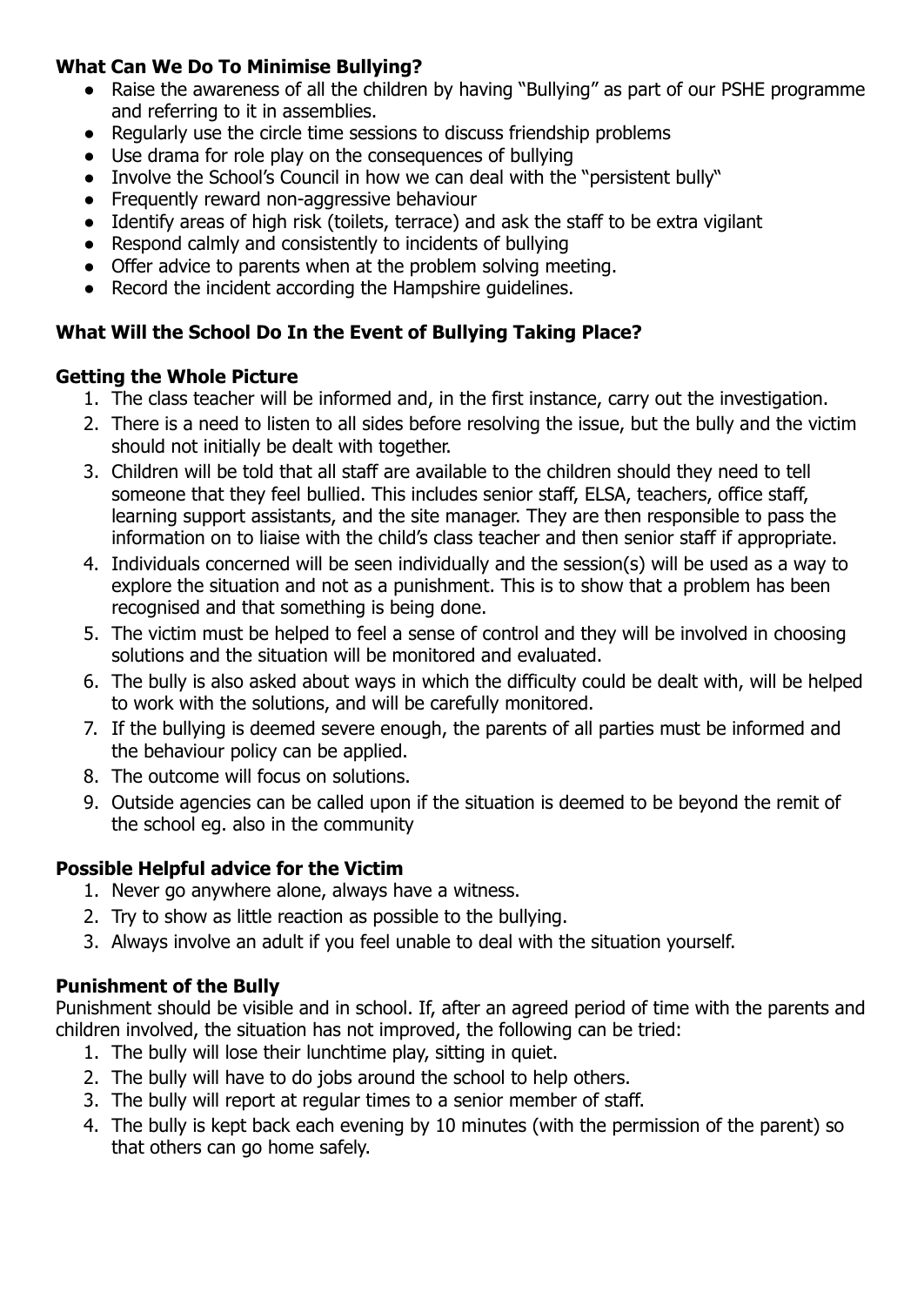### What Can We Do To Minimise Bullying?

- Raise the awareness of all the children by having "Bullying" as part of our PSHE programme and referring to it in assemblies.
- Regularly use the circle time sessions to discuss friendship problems
- Use drama for role play on the consequences of bullying
- Involve the School's Council in how we can deal with the "persistent bully"
- Frequently reward non-aggressive behaviour
- Identify areas of high risk (toilets, terrace) and ask the staff to be extra vigilant
- Respond calmly and consistently to incidents of bullying
- Offer advice to parents when at the problem solving meeting.
- Record the incident according the Hampshire guidelines.

### What Will the School Do In the Event of Bullying Taking Place?

#### Getting the Whole Picture

1. The class teacher will be informed and, in the first instance, carry out the investigation.
2. There is a need to listen to all sides before resolving the issue, but the bully and the victim should not initially be dealt with together.
3. Children will be told that all staff are available to the children should they need to tell someone that they feel bullied. This includes senior staff, ELSA, teachers, office staff, learning support assistants, and the site manager. They are then responsible to pass the information on to liaise with the child's class teacher and then senior staff if appropriate.
4. Individuals concerned will be seen individually and the session(s) will be used as a way to explore the situation and not as a punishment. This is to show that a problem has been recognised and that something is being done.
5. The victim must be helped to feel a sense of control and they will be involved in choosing solutions and the situation will be monitored and evaluated.
6. The bully is also asked about ways in which the difficulty could be dealt with, will be helped to work with the solutions, and will be carefully monitored.
7. If the bullying is deemed severe enough, the parents of all parties must be informed and the behaviour policy can be applied.
8. The outcome will focus on solutions.
9. Outside agencies can be called upon if the situation is deemed to be beyond the remit of the school eg. also in the community

#### Possible Helpful advice for the Victim

1. Never go anywhere alone, always have a witness.
2. Try to show as little reaction as possible to the bullying.
3. Always involve an adult if you feel unable to deal with the situation yourself.

#### Punishment of the Bully

Punishment should be visible and in school. If, after an agreed period of time with the parents and children involved, the situation has not improved, the following can be tried:

1. The bully will lose their lunchtime play, sitting in quiet.
2. The bully will have to do jobs around the school to help others.
3. The bully will report at regular times to a senior member of staff.
4. The bully is kept back each evening by 10 minutes (with the permission of the parent) so that others can go home safely.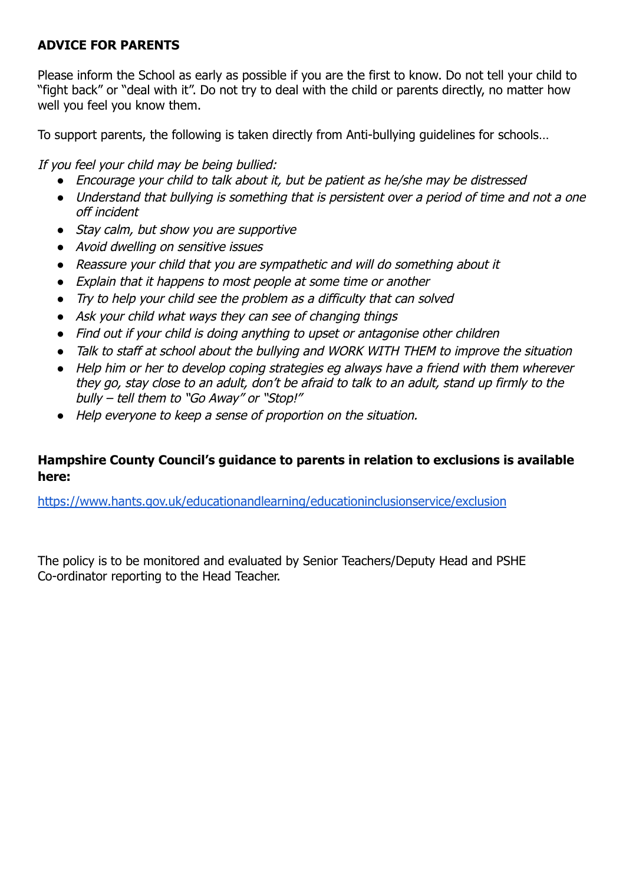**ADVICE FOR PARENTS**

Please inform the School as early as possible if you are the first to know. Do not tell your child to "fight back" or "deal with it". Do not try to deal with the child or parents directly, no matter how well you feel you know them.

To support parents, the following is taken directly from Anti-bullying guidelines for schools…

*If you feel your child may be being bullied:*

- *Encourage your child to talk about it, but be patient as he/she may be distressed*
- *Understand that bullying is something that is persistent over a period of time and not a one off incident*
- *Stay calm, but show you are supportive*
- *Avoid dwelling on sensitive issues*
- *Reassure your child that you are sympathetic and will do something about it*
- *Explain that it happens to most people at some time or another*
- *Try to help your child see the problem as a difficulty that can solved*
- *Ask your child what ways they can see of changing things*
- *Find out if your child is doing anything to upset or antagonise other children*
- *Talk to staff at school about the bullying and WORK WITH THEM to improve the situation*
- *Help him or her to develop coping strategies eg always have a friend with them wherever they go, stay close to an adult, don't be afraid to talk to an adult, stand up firmly to the bully – tell them to "Go Away" or "Stop!"*
- *Help everyone to keep a sense of proportion on the situation.*

**Hampshire County Council's guidance to parents in relation to exclusions is available here:**

https://www.hants.gov.uk/educationandlearning/educationinclusionservice/exclusion

The policy is to be monitored and evaluated by Senior Teachers/Deputy Head and PSHE Co-ordinator reporting to the Head Teacher.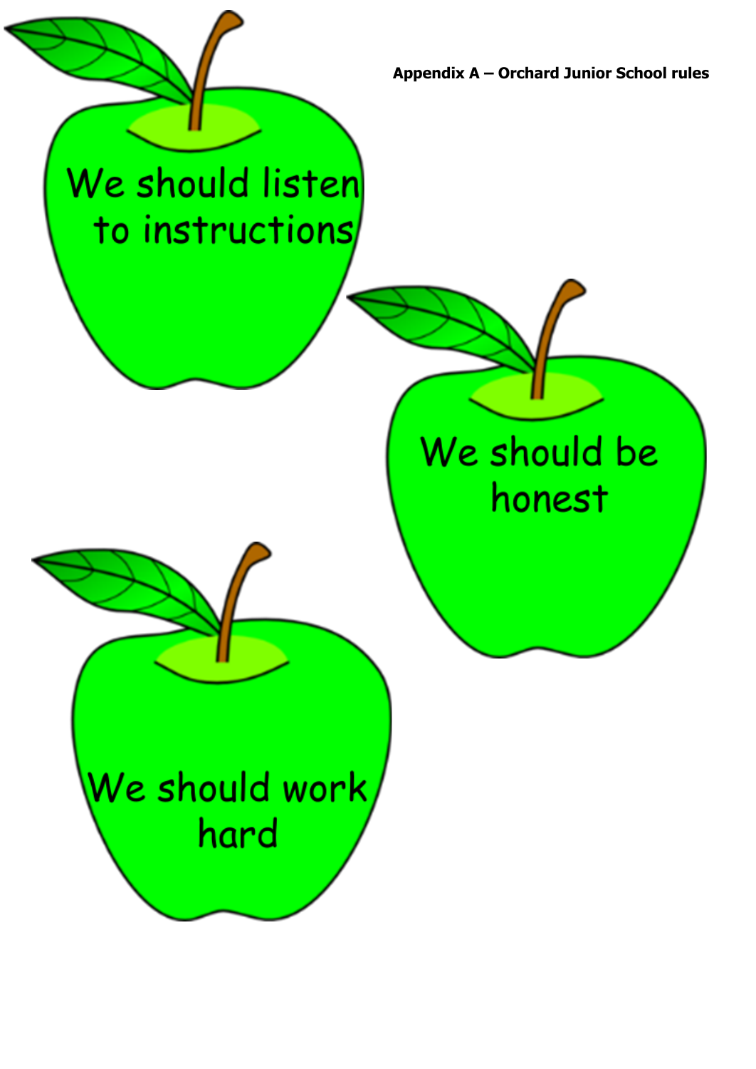**Appendix A – Orchard Junior School rules**

We should listen to instructions

We should be honest

We should work hard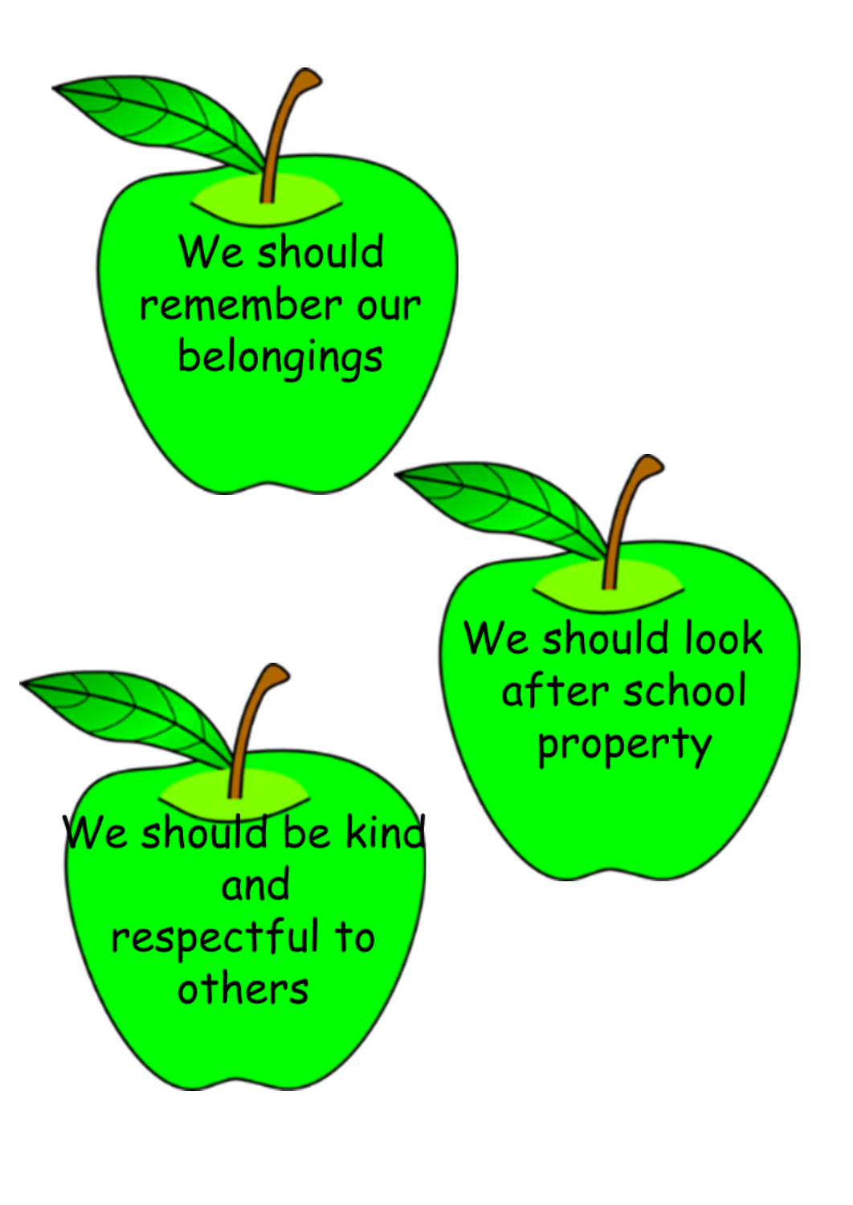We should remember our belongings

We should look after school property

We should be kind and respectful to others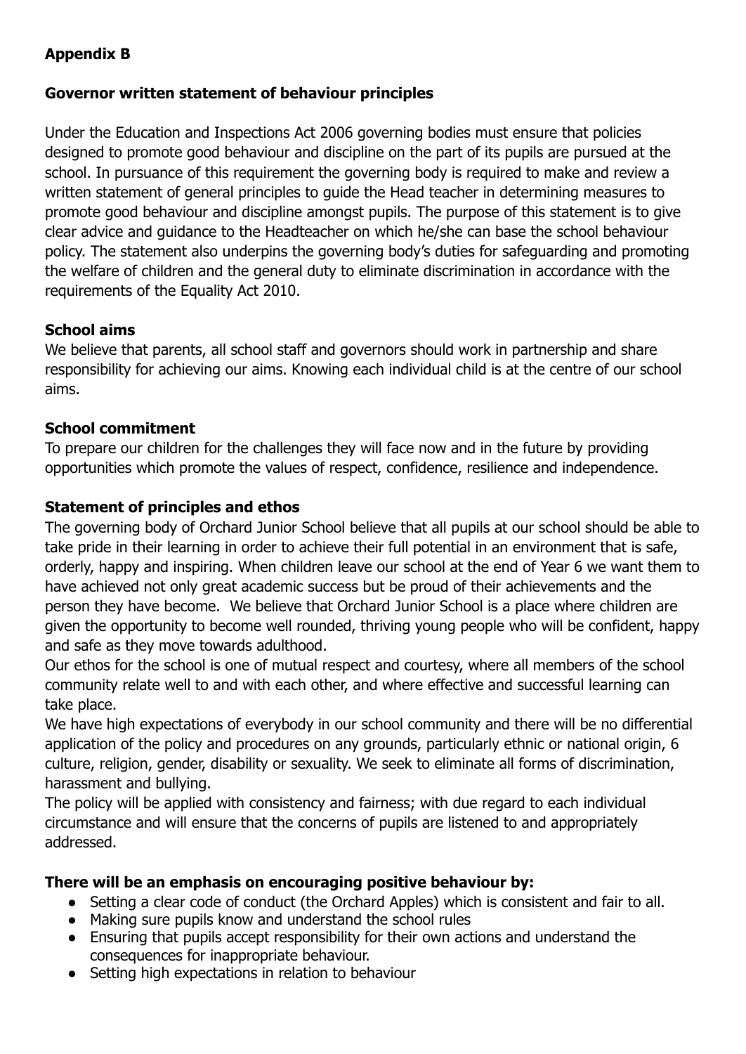## Appendix B

## Governor written statement of behaviour principles

Under the Education and Inspections Act 2006 governing bodies must ensure that policies designed to promote good behaviour and discipline on the part of its pupils are pursued at the school. In pursuance of this requirement the governing body is required to make and review a written statement of general principles to guide the Head teacher in determining measures to promote good behaviour and discipline amongst pupils. The purpose of this statement is to give clear advice and guidance to the Headteacher on which he/she can base the school behaviour policy. The statement also underpins the governing body's duties for safeguarding and promoting the welfare of children and the general duty to eliminate discrimination in accordance with the requirements of the Equality Act 2010.

### School aims

We believe that parents, all school staff and governors should work in partnership and share responsibility for achieving our aims. Knowing each individual child is at the centre of our school aims.

### School commitment

To prepare our children for the challenges they will face now and in the future by providing opportunities which promote the values of respect, confidence, resilience and independence.

### Statement of principles and ethos

The governing body of Orchard Junior School believe that all pupils at our school should be able to take pride in their learning in order to achieve their full potential in an environment that is safe, orderly, happy and inspiring. When children leave our school at the end of Year 6 we want them to have achieved not only great academic success but be proud of their achievements and the person they have become. We believe that Orchard Junior School is a place where children are given the opportunity to become well rounded, thriving young people who will be confident, happy and safe as they move towards adulthood.

Our ethos for the school is one of mutual respect and courtesy, where all members of the school community relate well to and with each other, and where effective and successful learning can take place.

We have high expectations of everybody in our school community and there will be no differential application of the policy and procedures on any grounds, particularly ethnic or national origin, 6 culture, religion, gender, disability or sexuality. We seek to eliminate all forms of discrimination, harassment and bullying.

The policy will be applied with consistency and fairness; with due regard to each individual circumstance and will ensure that the concerns of pupils are listened to and appropriately addressed.

### There will be an emphasis on encouraging positive behaviour by:

- Setting a clear code of conduct (the Orchard Apples) which is consistent and fair to all.
- Making sure pupils know and understand the school rules
- Ensuring that pupils accept responsibility for their own actions and understand the consequences for inappropriate behaviour.
- Setting high expectations in relation to behaviour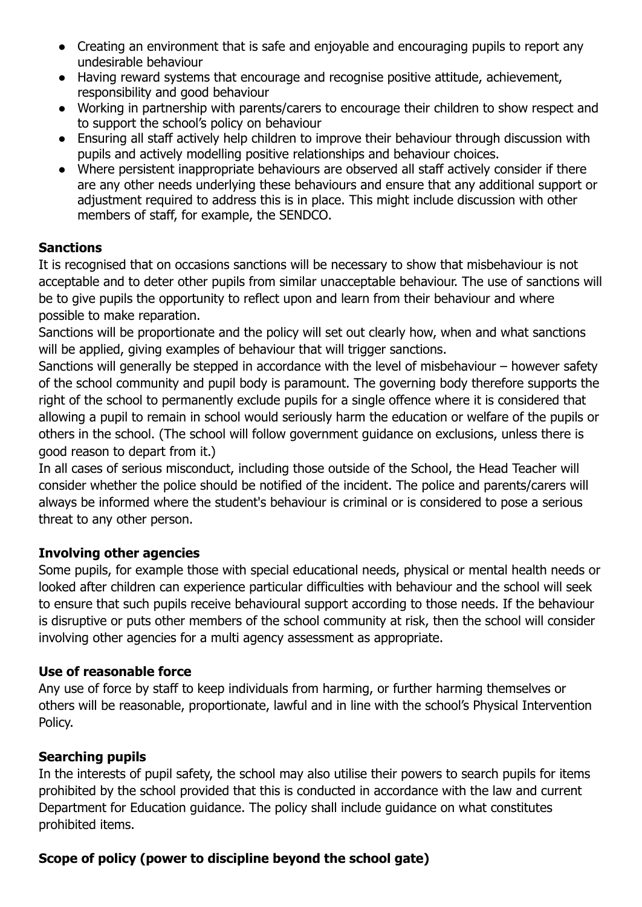- Creating an environment that is safe and enjoyable and encouraging pupils to report any undesirable behaviour
- Having reward systems that encourage and recognise positive attitude, achievement, responsibility and good behaviour
- Working in partnership with parents/carers to encourage their children to show respect and to support the school's policy on behaviour
- Ensuring all staff actively help children to improve their behaviour through discussion with pupils and actively modelling positive relationships and behaviour choices.
- Where persistent inappropriate behaviours are observed all staff actively consider if there are any other needs underlying these behaviours and ensure that any additional support or adjustment required to address this is in place. This might include discussion with other members of staff, for example, the SENDCO.

**Sanctions**

It is recognised that on occasions sanctions will be necessary to show that misbehaviour is not acceptable and to deter other pupils from similar unacceptable behaviour. The use of sanctions will be to give pupils the opportunity to reflect upon and learn from their behaviour and where possible to make reparation.

Sanctions will be proportionate and the policy will set out clearly how, when and what sanctions will be applied, giving examples of behaviour that will trigger sanctions.

Sanctions will generally be stepped in accordance with the level of misbehaviour – however safety of the school community and pupil body is paramount. The governing body therefore supports the right of the school to permanently exclude pupils for a single offence where it is considered that allowing a pupil to remain in school would seriously harm the education or welfare of the pupils or others in the school. (The school will follow government guidance on exclusions, unless there is good reason to depart from it.)

In all cases of serious misconduct, including those outside of the School, the Head Teacher will consider whether the police should be notified of the incident. The police and parents/carers will always be informed where the student's behaviour is criminal or is considered to pose a serious threat to any other person.

**Involving other agencies**

Some pupils, for example those with special educational needs, physical or mental health needs or looked after children can experience particular difficulties with behaviour and the school will seek to ensure that such pupils receive behavioural support according to those needs. If the behaviour is disruptive or puts other members of the school community at risk, then the school will consider involving other agencies for a multi agency assessment as appropriate.

**Use of reasonable force**

Any use of force by staff to keep individuals from harming, or further harming themselves or others will be reasonable, proportionate, lawful and in line with the school's Physical Intervention Policy.

**Searching pupils**

In the interests of pupil safety, the school may also utilise their powers to search pupils for items prohibited by the school provided that this is conducted in accordance with the law and current Department for Education guidance. The policy shall include guidance on what constitutes prohibited items.

**Scope of policy (power to discipline beyond the school gate)**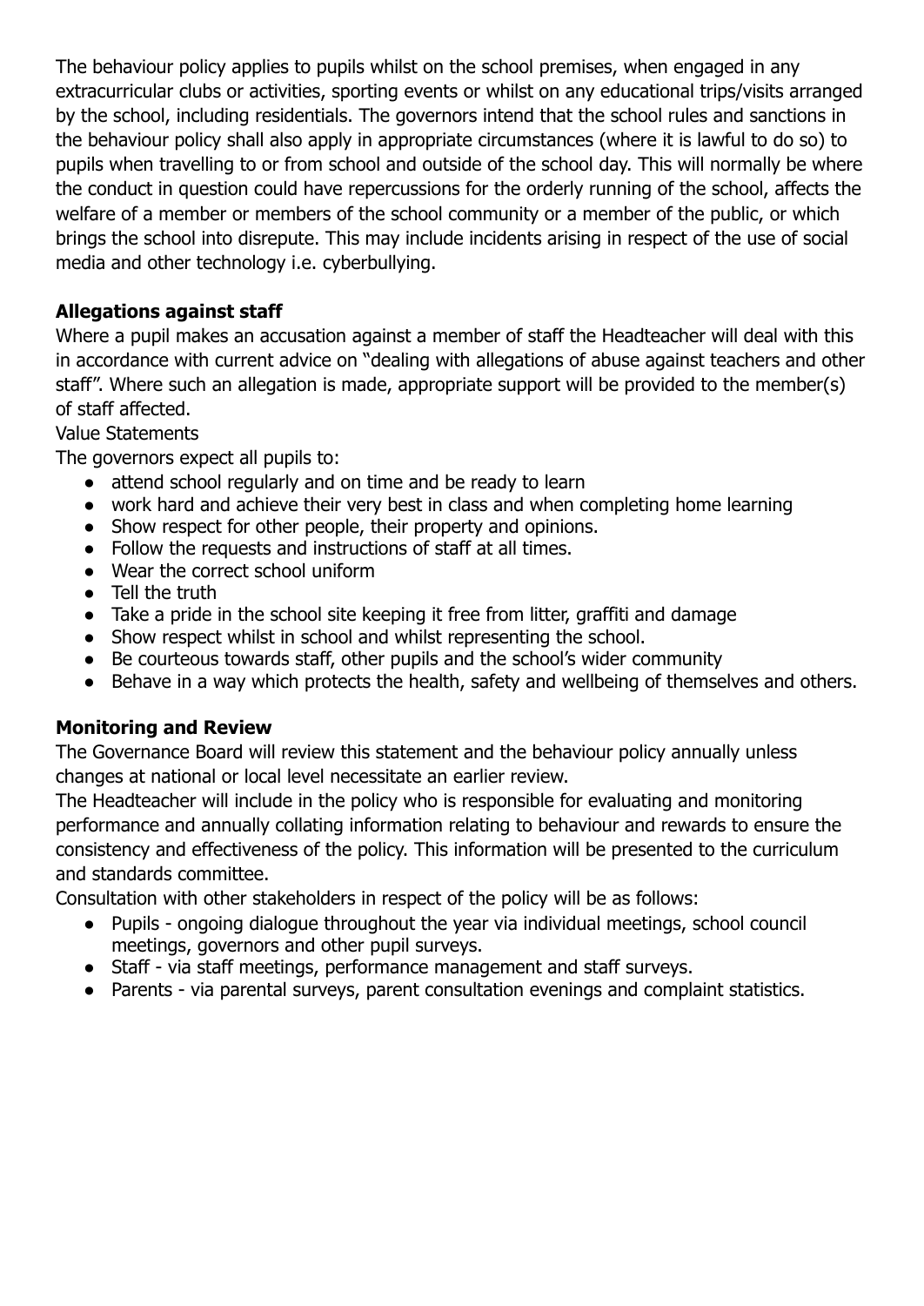The behaviour policy applies to pupils whilst on the school premises, when engaged in any extracurricular clubs or activities, sporting events or whilst on any educational trips/visits arranged by the school, including residentials. The governors intend that the school rules and sanctions in the behaviour policy shall also apply in appropriate circumstances (where it is lawful to do so) to pupils when travelling to or from school and outside of the school day. This will normally be where the conduct in question could have repercussions for the orderly running of the school, affects the welfare of a member or members of the school community or a member of the public, or which brings the school into disrepute. This may include incidents arising in respect of the use of social media and other technology i.e. cyberbullying.

**Allegations against staff**

Where a pupil makes an accusation against a member of staff the Headteacher will deal with this in accordance with current advice on "dealing with allegations of abuse against teachers and other staff". Where such an allegation is made, appropriate support will be provided to the member(s) of staff affected.

Value Statements

The governors expect all pupils to:

- attend school regularly and on time and be ready to learn
- work hard and achieve their very best in class and when completing home learning
- Show respect for other people, their property and opinions.
- Follow the requests and instructions of staff at all times.
- Wear the correct school uniform
- Tell the truth
- Take a pride in the school site keeping it free from litter, graffiti and damage
- Show respect whilst in school and whilst representing the school.
- Be courteous towards staff, other pupils and the school's wider community
- Behave in a way which protects the health, safety and wellbeing of themselves and others.

**Monitoring and Review**

The Governance Board will review this statement and the behaviour policy annually unless changes at national or local level necessitate an earlier review.

The Headteacher will include in the policy who is responsible for evaluating and monitoring performance and annually collating information relating to behaviour and rewards to ensure the consistency and effectiveness of the policy. This information will be presented to the curriculum and standards committee.

Consultation with other stakeholders in respect of the policy will be as follows:

- Pupils - ongoing dialogue throughout the year via individual meetings, school council meetings, governors and other pupil surveys.
- Staff - via staff meetings, performance management and staff surveys.
- Parents - via parental surveys, parent consultation evenings and complaint statistics.